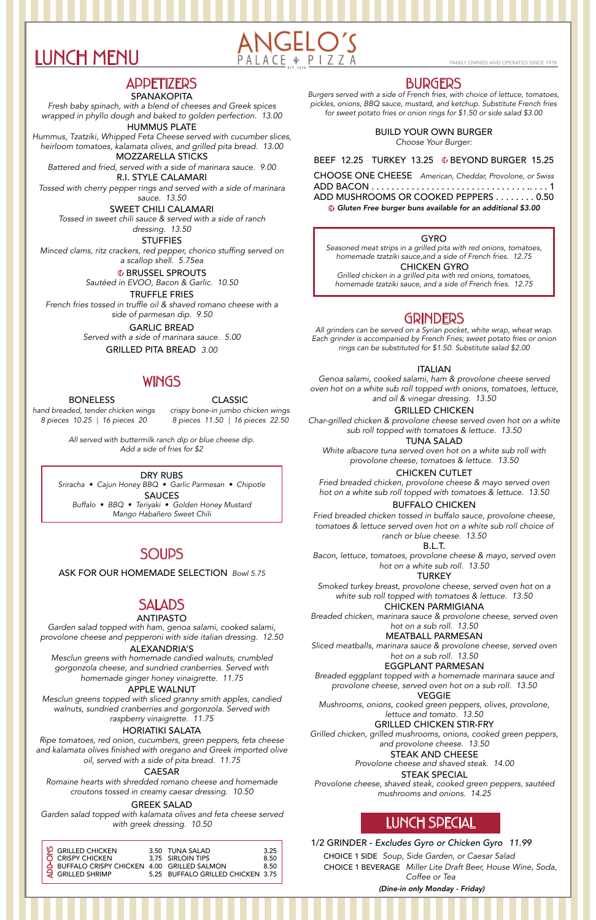# LUNCH MENU

# ANGELO'S
PALACE PIZZA
EST. 1978

FAMILY OWNED AND OPERATED SINCE 1978

## APPETIZERS

**SPANAKOPITA**
*Fresh baby spinach, with a blend of cheeses and Greek spices wrapped in phyllo dough and baked to golden perfection. 13.00*

**HUMMUS PLATE**
*Hummus, Tzatziki, Whipped Feta Cheese served with cucumber slices, heirloom tomatoes, kalamata olives, and grilled pita bread. 13.00*

**MOZZARELLA STICKS**
*Battered and fried, served with a side of marinara sauce. 9.00*

**R.I. STYLE CALAMARI**
*Tossed with cherry pepper rings and served with a side of marinara sauce. 13.50*

**SWEET CHILI CALAMARI**
*Tossed in sweet chili sauce & served with a side of ranch dressing. 13.50*

**STUFFIES**
*Minced clams, ritz crackers, red pepper, chorico stuffing served on a scallop shell. 5.75ea*

**GF BRUSSEL SPROUTS**
*Sautéed in EVOO, Bacon & Garlic. 10.50*

**TRUFFLE FRIES**
*French fries tossed in truffle oil & shaved romano cheese with a side of parmesan dip. 9.50*

**GARLIC BREAD**
*Served with a side of marinara sauce. 5.00*

**GRILLED PITA BREAD** *3.00*

## WINGS

**BONELESS**
*hand breaded, tender chicken wings*
*8 pieces 10.25 | 16 pieces 20*

**CLASSIC**
*crispy bone-in jumbo chicken wings*
*8 pieces 11.50 | 16 pieces 22.50*

*All served with buttermilk ranch dip or blue cheese dip.*
*Add a side of fries for $2*

**DRY RUBS**
*Sriracha • Cajun Honey BBQ • Garlic Parmesan • Chipotle*

**SAUCES**
*Buffalo • BBQ • Teriyaki • Golden Honey Mustard*
*Mango Habañero Sweet Chili*

## SOUPS

ASK FOR OUR HOMEMADE SELECTION *Bowl 5.75*

## SALADS

**ANTIPASTO**
*Garden salad topped with ham, genoa salami, cooked salami, provolone cheese and pepperoni with side italian dressing. 12.50*

**ALEXANDRIA'S**
*Mesclun greens with homemade candied walnuts, crumbled gorgonzola cheese, and sundried cranberries. Served with homemade ginger honey vinaigrette. 11.75*

**APPLE WALNUT**
*Mesclun greens topped with sliced granny smith apples, candied walnuts, sundried cranberries and gorgonzola. Served with raspberry vinaigrette. 11.75*

**HORIATIKI SALATA**
*Ripe tomatoes, red onion, cucumbers, green peppers, feta cheese and kalamata olives finished with oregano and Greek imported olive oil, served with a side of pita bread. 11.75*

**CAESAR**
*Romaine hearts with shredded romano cheese and homemade croutons tossed in creamy caesar dressing. 10.50*

**GREEK SALAD**
*Garden salad topped with kalamata olives and feta cheese served with greek dressing. 10.50*

**ADD-ONS**

| Item | Price | Item | Price |
|---|---|---|---|
| GRILLED CHICKEN | 3.50 | TUNA SALAD | 3.25 |
| CRISPY CHICKEN | 3.75 | SIRLOIN TIPS | 8.50 |
| BUFFALO CRISPY CHICKEN | 4.00 | GRILLED SALMON | 8.50 |
| GRILLED SHRIMP | 5.25 | BUFFALO GRILLED CHICKEN | 3.75 |

## BURGERS

*Burgers served with a side of French fries, with choice of lettuce, tomatoes, pickles, onions, BBQ sauce, mustard, and ketchup. Substitute French fries for sweet potato fries or onion rings for $1.50 or side salad $3.00*

**BUILD YOUR OWN BURGER**
*Choose Your Burger:*

BEEF 12.25 TURKEY 13.25 GF BEYOND BURGER 15.25

CHOOSE ONE CHEESE *American, Cheddar, Provolone, or Swiss*
ADD BACON .................................... 1
ADD MUSHROOMS OR COOKED PEPPERS ........ 0.50
***GF Gluten Free burger buns available for an additional $3.00***

**GYRO**
*Seasoned meat strips in a grilled pita with red onions, tomatoes, homemade tzatziki sauce,and a side of French fries. 12.75*

**CHICKEN GYRO**
*Grilled chicken in a grilled pita with red onions, tomatoes, homemade tzatziki sauce, and a side of French fries. 12.75*

## GRINDERS

*All grinders can be served on a Syrian pocket, white wrap, wheat wrap. Each grinder is accompanied by French Fries; sweet potato fries or onion rings can be substituted for $1.50. Substitute salad $2.00*

**ITALIAN**
*Genoa salami, cooked salami, ham & provolone cheese served oven hot on a white sub roll topped with onions, tomatoes, lettuce, and oil & vinegar dressing. 13.50*

**GRILLED CHICKEN**
*Char-grilled chicken & provolone cheese served oven hot on a white sub roll topped with tomatoes & lettuce. 13.50*

**TUNA SALAD**
*White albacore tuna served oven hot on a white sub roll with provolone cheese, tomatoes & lettuce. 13.50*

**CHICKEN CUTLET**
*Fried breaded chicken, provolone cheese & mayo served oven hot on a white sub roll topped with tomatoes & lettuce. 13.50*

**BUFFALO CHICKEN**
*Fried breaded chicken tossed in buffalo sauce, provolone cheese, tomatoes & lettuce served oven hot on a white sub roll choice of ranch or blue cheese. 13.50*

**B.L.T.**
*Bacon, lettuce, tomatoes, provolone cheese & mayo, served oven hot on a white sub roll. 13.50*

**TURKEY**
*Smoked turkey breast, provolone cheese, served oven hot on a white sub roll topped with tomatoes & lettuce. 13.50*

**CHICKEN PARMIGIANA**
*Breaded chicken, marinara sauce & provolone cheese, served oven hot on a sub roll. 13.50*

**MEATBALL PARMESAN**
*Sliced meatballs, marinara sauce & provolone cheese, served oven hot on a sub roll. 13.50*

**EGGPLANT PARMESAN**
*Breaded eggplant topped with a homemade marinara sauce and provolone cheese, served oven hot on a sub roll. 13.50*

**VEGGIE**
*Mushrooms, onions, cooked green peppers, olives, provolone, lettuce and tomato. 13.50*

**GRILLED CHICKEN STIR-FRY**
*Grilled chicken, grilled mushrooms, onions, cooked green peppers, and provolone cheese. 13.50*

**STEAK AND CHEESE**
*Provolone cheese and shaved steak. 14.00*

**STEAK SPECIAL**
*Provolone cheese, shaved steak, cooked green peppers, sautéed mushrooms and onions. 14.25*

## LUNCH SPECIAL

1/2 GRINDER - *Excludes Gyro or Chicken Gyro* *11.99*

CHOICE 1 SIDE *Soup, Side Garden, or Caesar Salad*
CHOICE 1 BEVERAGE *Miller Lite Draft Beer, House Wine, Soda, Coffee or Tea*

***(Dine-in only Monday - Friday)***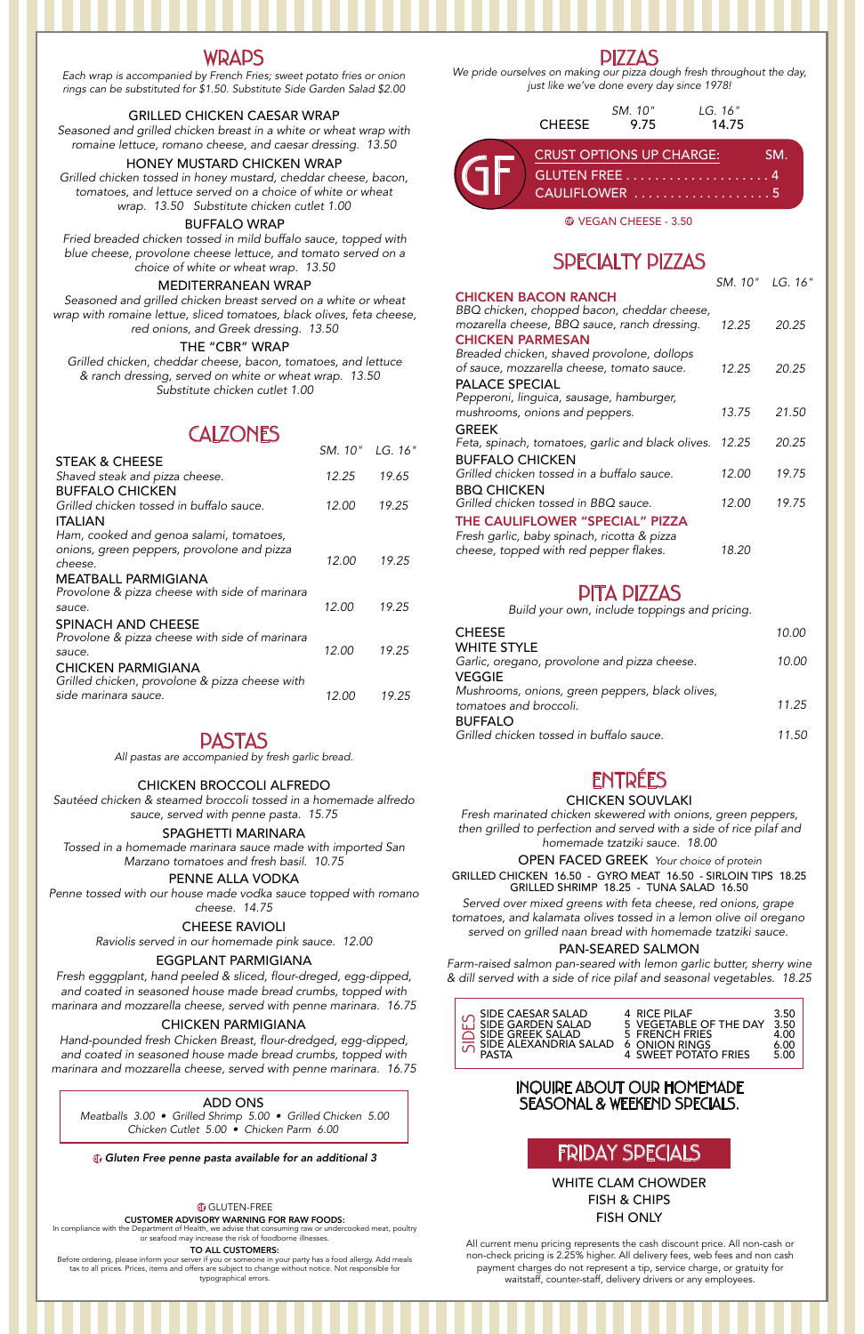# WRAPS

*Each wrap is accompanied by French Fries; sweet potato fries or onion rings can be substituted for $1.50. Substitute Side Garden Salad $2.00*

### GRILLED CHICKEN CAESAR WRAP
*Seasoned and grilled chicken breast in a white or wheat wrap with romaine lettuce, romano cheese, and caesar dressing.* 13.50

### HONEY MUSTARD CHICKEN WRAP
*Grilled chicken tossed in honey mustard, cheddar cheese, bacon, tomatoes, and lettuce served on a choice of white or wheat wrap.* 13.50 *Substitute chicken cutlet 1.00*

### BUFFALO WRAP
*Fried breaded chicken tossed in mild buffalo sauce, topped with blue cheese, provolone cheese lettuce, and tomato served on a choice of white or wheat wrap.* 13.50

### MEDITERRANEAN WRAP
*Seasoned and grilled chicken breast served on a white or wheat wrap with romaine lettue, sliced tomatoes, black olives, feta cheese, red onions, and Greek dressing.* 13.50

### THE "CBR" WRAP
*Grilled chicken, cheddar cheese, bacon, tomatoes, and lettuce & ranch dressing, served on white or wheat wrap.* 13.50 *Substitute chicken cutlet 1.00*

# CALZONES

| | SM. 10" | LG. 16" |
|---|---|---|
| **STEAK & CHEESE** *Shaved steak and pizza cheese.* | 12.25 | 19.65 |
| **BUFFALO CHICKEN** *Grilled chicken tossed in buffalo sauce.* | 12.00 | 19.25 |
| **ITALIAN** *Ham, cooked and genoa salami, tomatoes, onions, green peppers, provolone and pizza cheese.* | 12.00 | 19.25 |
| **MEATBALL PARMIGIANA** *Provolone & pizza cheese with side of marinara sauce.* | 12.00 | 19.25 |
| **SPINACH AND CHEESE** *Provolone & pizza cheese with side of marinara sauce.* | 12.00 | 19.25 |
| **CHICKEN PARMIGIANA** *Grilled chicken, provolone & pizza cheese with side marinara sauce.* | 12.00 | 19.25 |

# PASTAS

*All pastas are accompanied by fresh garlic bread.*

### CHICKEN BROCCOLI ALFREDO
*Sautéed chicken & steamed broccoli tossed in a homemade alfredo sauce, served with penne pasta.* 15.75

### SPAGHETTI MARINARA
*Tossed in a homemade marinara sauce made with imported San Marzano tomatoes and fresh basil.* 10.75

### PENNE ALLA VODKA
*Penne tossed with our house made vodka sauce topped with romano cheese.* 14.75

### CHEESE RAVIOLI
*Raviolis served in our homemade pink sauce.* 12.00

### EGGPLANT PARMIGIANA
*Fresh eggplant, hand peeled & sliced, flour-dreged, egg-dipped, and coated in seasoned house made bread crumbs, topped with marinara and mozzarella cheese, served with penne marinara.* 16.75

### CHICKEN PARMIGIANA
*Hand-pounded fresh Chicken Breast, flour-dredged, egg-dipped, and coated in seasoned house made bread crumbs, topped with marinara and mozzarella cheese, served with penne marinara.* 16.75

**ADD ONS**
*Meatballs 3.00 • Grilled Shrimp 5.00 • Grilled Chicken 5.00 Chicken Cutlet 5.00 • Chicken Parm 6.00*

***GF Gluten Free penne pasta available for an additional 3***

GF GLUTEN-FREE

**CUSTOMER ADVISORY WARNING FOR RAW FOODS:**
In compliance with the Department of Health, we advise that consuming raw or undercooked meat, poultry or seafood may increase the risk of foodborne illnesses.

**TO ALL CUSTOMERS:**
Before ordering, please inform your server if you or someone in your party has a food allergy. Add meals tax to all prices. Prices, items and offers are subject to change without notice. Not responsible for typographical errors.

# PIZZAS

*We pride ourselves on making our pizza dough fresh throughout the day, just like we've done every day since 1978!*

| | SM. 10" | LG. 16" |
|---|---|---|
| CHEESE | 9.75 | 14.75 |

**GF** CRUST OPTIONS UP CHARGE: SM.
- GLUTEN FREE .................... 4
- CAULIFLOWER .................... 5

GF VEGAN CHEESE - 3.50

# SPECIALTY PIZZAS

| | SM. 10" | LG. 16" |
|---|---|---|
| **CHICKEN BACON RANCH** *BBQ chicken, chopped bacon, cheddar cheese, mozarella cheese, BBQ sauce, ranch dressing.* | 12.25 | 20.25 |
| **CHICKEN PARMESAN** *Breaded chicken, shaved provolone, dollops of sauce, mozzarella cheese, tomato sauce.* | 12.25 | 20.25 |
| **PALACE SPECIAL** *Pepperoni, linguica, sausage, hamburger, mushrooms, onions and peppers.* | 13.75 | 21.50 |
| **GREEK** *Feta, spinach, tomatoes, garlic and black olives.* | 12.25 | 20.25 |
| **BUFFALO CHICKEN** *Grilled chicken tossed in a buffalo sauce.* | 12.00 | 19.75 |
| **BBQ CHICKEN** *Grilled chicken tossed in BBQ sauce.* | 12.00 | 19.75 |
| **THE CAULIFLOWER "SPECIAL" PIZZA** *Fresh garlic, baby spinach, ricotta & pizza cheese, topped with red pepper flakes.* | 18.20 | |

# PITA PIZZAS

*Build your own, include toppings and pricing.*

| | |
|---|---|
| **CHEESE** | 10.00 |
| **WHITE STYLE** *Garlic, oregano, provolone and pizza cheese.* | 10.00 |
| **VEGGIE** *Mushrooms, onions, green peppers, black olives, tomatoes and broccoli.* | 11.25 |
| **BUFFALO** *Grilled chicken tossed in buffalo sauce.* | 11.50 |

# ENTRÉES

### CHICKEN SOUVLAKI
*Fresh marinated chicken skewered with onions, green peppers, then grilled to perfection and served with a side of rice pilaf and homemade tzatziki sauce.* 18.00

### OPEN FACED GREEK *Your choice of protein*
GRILLED CHICKEN 16.50 - GYRO MEAT 16.50 - SIRLOIN TIPS 18.25
GRILLED SHRIMP 18.25 - TUNA SALAD 16.50

*Served over mixed greens with feta cheese, red onions, grape tomatoes, and kalamata olives tossed in a lemon olive oil oregano served on grilled naan bread with homemade tzatziki sauce.*

### PAN-SEARED SALMON
*Farm-raised salmon pan-seared with lemon garlic butter, sherry wine & dill served with a side of rice pilaf and seasonal vegetables.* 18.25

# SIDES

| | | | |
|---|---|---|---|
| SIDE CAESAR SALAD | 4 | RICE PILAF | 3.50 |
| SIDE GARDEN SALAD | 5 | VEGETABLE OF THE DAY | 3.50 |
| SIDE GREEK SALAD | 5 | FRENCH FRIES | 4.00 |
| SIDE ALEXANDRIA SALAD | 6 | ONION RINGS | 6.00 |
| PASTA | 4 | SWEET POTATO FRIES | 5.00 |

**INQUIRE ABOUT OUR HOMEMADE SEASONAL & WEEKEND SPECIALS.**

# FRIDAY SPECIALS

WHITE CLAM CHOWDER
FISH & CHIPS
FISH ONLY

All current menu pricing represents the cash discount price. All non-cash or non-check pricing is 2.25% higher. All delivery fees, web fees and non cash payment charges do not represent a tip, service charge, or gratuity for waitstaff, counter-staff, delivery drivers or any employees.